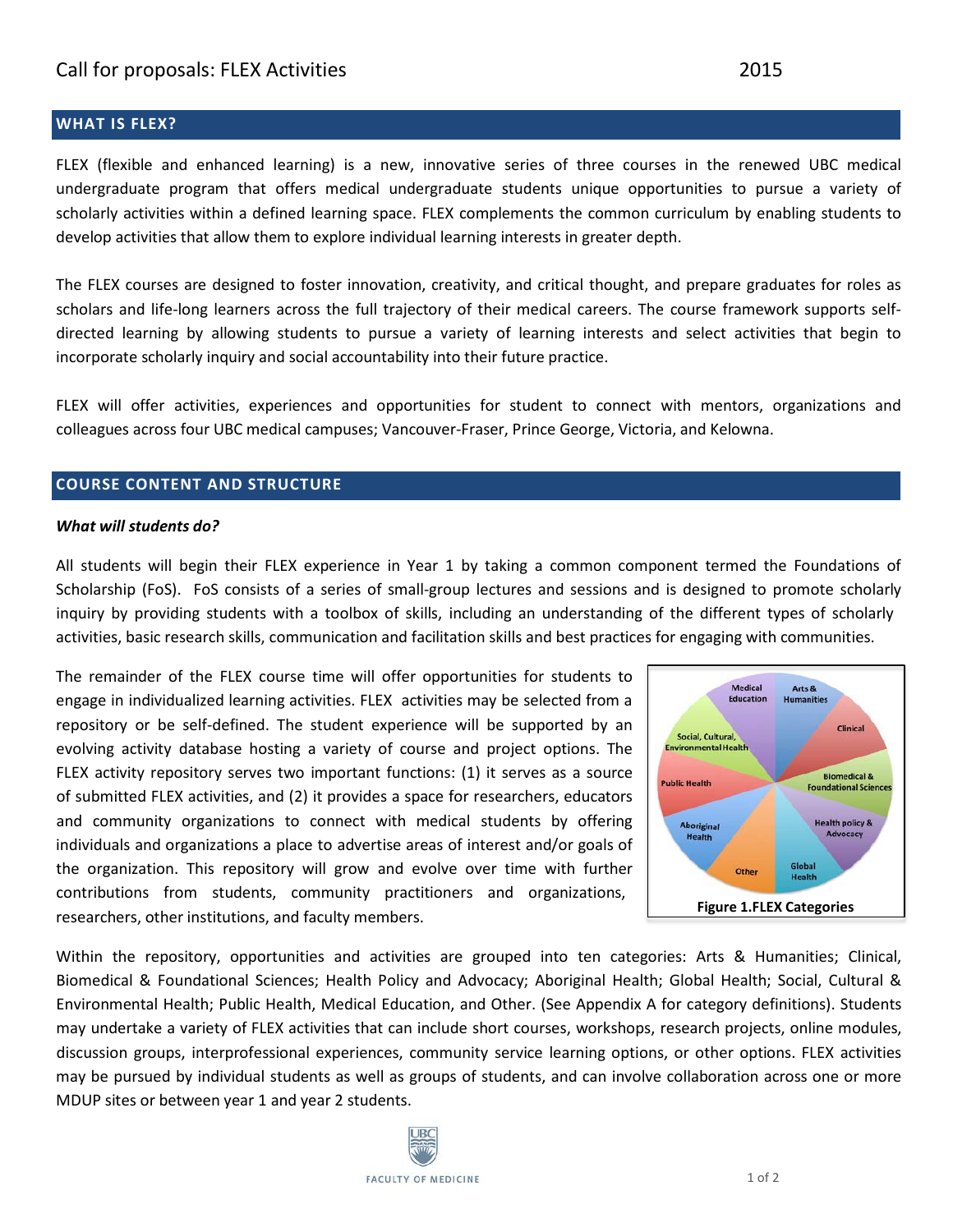# Call for proposals: FLEX Activities 2015

## WHAT IS FLEX?

FLEX (flexible and enhanced learning) is a new, innovative series of three courses in the renewed UBC medical undergraduate program that offers medical undergraduate students unique opportunities to pursue a variety of scholarly activities within a defined learning space. FLEX complements the common curriculum by enabling students to develop activities that allow them to explore individual learning interests in greater depth.

The FLEX courses are designed to foster innovation, creativity, and critical thought, and prepare graduates for roles as scholars and life-long learners across the full trajectory of their medical careers. The course framework supports self-directed learning by allowing students to pursue a variety of learning interests and select activities that begin to incorporate scholarly inquiry and social accountability into their future practice.

FLEX will offer activities, experiences and opportunities for student to connect with mentors, organizations and colleagues across four UBC medical campuses; Vancouver-Fraser, Prince George, Victoria, and Kelowna.

## COURSE CONTENT AND STRUCTURE

***What will students do?***

All students will begin their FLEX experience in Year 1 by taking a common component termed the Foundations of Scholarship (FoS). FoS consists of a series of small-group lectures and sessions and is designed to promote scholarly inquiry by providing students with a toolbox of skills, including an understanding of the different types of scholarly activities, basic research skills, communication and facilitation skills and best practices for engaging with communities.

The remainder of the FLEX course time will offer opportunities for students to engage in individualized learning activities. FLEX activities may be selected from a repository or be self-defined. The student experience will be supported by an evolving activity database hosting a variety of course and project options. The FLEX activity repository serves two important functions: (1) it serves as a source of submitted FLEX activities, and (2) it provides a space for researchers, educators and community organizations to connect with medical students by offering individuals and organizations a place to advertise areas of interest and/or goals of the organization. This repository will grow and evolve over time with further contributions from students, community practitioners and organizations, researchers, other institutions, and faculty members.

Medical Education, Arts & Humanities, Clinical, Biomedical & Foundational Sciences, Health policy & Advocacy, Global Health, Other, Aboriginal Health, Public Health, Social, Cultural, Environmental Health

**Figure 1.FLEX Categories**

Within the repository, opportunities and activities are grouped into ten categories: Arts & Humanities; Clinical, Biomedical & Foundational Sciences; Health Policy and Advocacy; Aboriginal Health; Global Health; Social, Cultural & Environmental Health; Public Health, Medical Education, and Other. (See Appendix A for category definitions). Students may undertake a variety of FLEX activities that can include short courses, workshops, research projects, online modules, discussion groups, interprofessional experiences, community service learning options, or other options. FLEX activities may be pursued by individual students as well as groups of students, and can involve collaboration across one or more MDUP sites or between year 1 and year 2 students.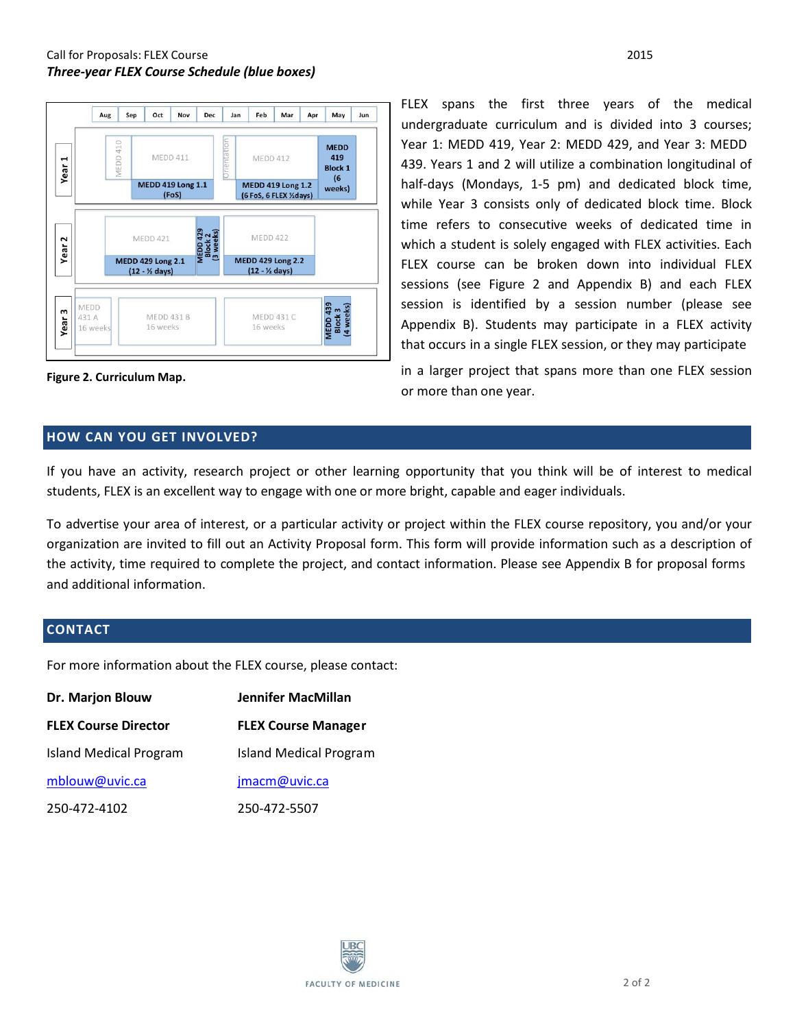*Three-year FLEX Course Schedule (blue boxes)*

**Figure 2. Curriculum Map.**

FLEX spans the first three years of the medical undergraduate curriculum and is divided into 3 courses; Year 1: MEDD 419, Year 2: MEDD 429, and Year 3: MEDD 439. Years 1 and 2 will utilize a combination longitudinal of half-days (Mondays, 1-5 pm) and dedicated block time, while Year 3 consists only of dedicated block time. Block time refers to consecutive weeks of dedicated time in which a student is solely engaged with FLEX activities. Each FLEX course can be broken down into individual FLEX sessions (see Figure 2 and Appendix B) and each FLEX session is identified by a session number (please see Appendix B). Students may participate in a FLEX activity that occurs in a single FLEX session, or they may participate in a larger project that spans more than one FLEX session or more than one year.

## HOW CAN YOU GET INVOLVED?

If you have an activity, research project or other learning opportunity that you think will be of interest to medical students, FLEX is an excellent way to engage with one or more bright, capable and eager individuals.

To advertise your area of interest, or a particular activity or project within the FLEX course repository, you and/or your organization are invited to fill out an Activity Proposal form. This form will provide information such as a description of the activity, time required to complete the project, and contact information. Please see Appendix B for proposal forms and additional information.

## CONTACT

For more information about the FLEX course, please contact:

| | |
|---|---|
| **Dr. Marjon Blouw** | **Jennifer MacMillan** |
| **FLEX Course Director** | **FLEX Course Manager** |
| Island Medical Program | Island Medical Program |
| mblouw@uvic.ca | jmacm@uvic.ca |
| 250-472-4102 | 250-472-5507 |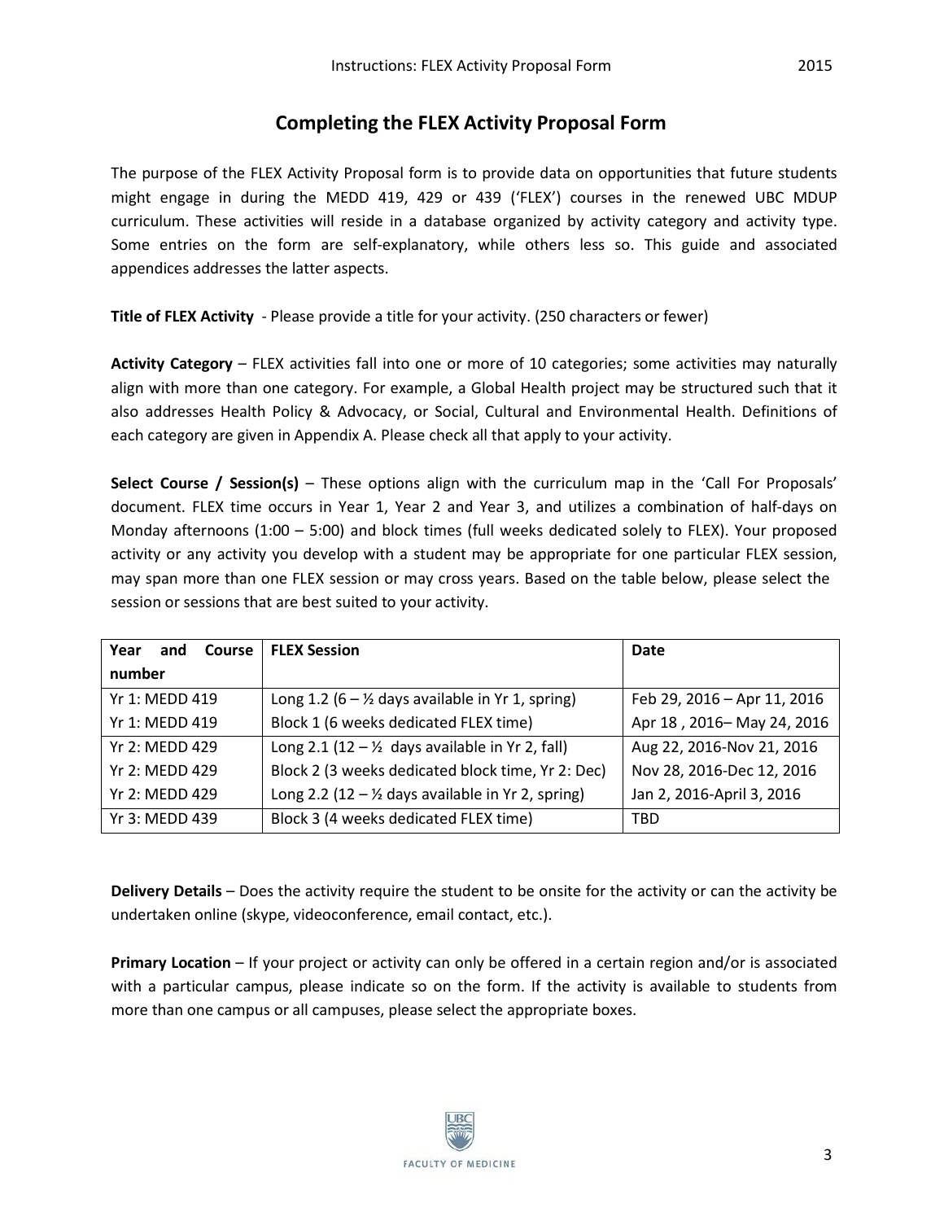## Completing the FLEX Activity Proposal Form

The purpose of the FLEX Activity Proposal form is to provide data on opportunities that future students might engage in during the MEDD 419, 429 or 439 ('FLEX') courses in the renewed UBC MDUP curriculum. These activities will reside in a database organized by activity category and activity type. Some entries on the form are self-explanatory, while others less so. This guide and associated appendices addresses the latter aspects.

**Title of FLEX Activity** - Please provide a title for your activity. (250 characters or fewer)

**Activity Category** – FLEX activities fall into one or more of 10 categories; some activities may naturally align with more than one category. For example, a Global Health project may be structured such that it also addresses Health Policy & Advocacy, or Social, Cultural and Environmental Health. Definitions of each category are given in Appendix A. Please check all that apply to your activity.

**Select Course / Session(s)** – These options align with the curriculum map in the 'Call For Proposals' document. FLEX time occurs in Year 1, Year 2 and Year 3, and utilizes a combination of half-days on Monday afternoons (1:00 – 5:00) and block times (full weeks dedicated solely to FLEX). Your proposed activity or any activity you develop with a student may be appropriate for one particular FLEX session, may span more than one FLEX session or may cross years. Based on the table below, please select the session or sessions that are best suited to your activity.

| Year and Course number | FLEX Session | Date |
|---|---|---|
| Yr 1: MEDD 419 | Long 1.2 (6 – ½ days available in Yr 1, spring) | Feb 29, 2016 – Apr 11, 2016 |
| Yr 1: MEDD 419 | Block 1 (6 weeks dedicated FLEX time) | Apr 18 , 2016– May 24, 2016 |
| Yr 2: MEDD 429 | Long 2.1 (12 – ½ days available in Yr 2, fall) | Aug 22, 2016-Nov 21, 2016 |
| Yr 2: MEDD 429 | Block 2 (3 weeks dedicated block time, Yr 2: Dec) | Nov 28, 2016-Dec 12, 2016 |
| Yr 2: MEDD 429 | Long 2.2 (12 – ½ days available in Yr 2, spring) | Jan 2, 2016-April 3, 2016 |
| Yr 3: MEDD 439 | Block 3 (4 weeks dedicated FLEX time) | TBD |

**Delivery Details** – Does the activity require the student to be onsite for the activity or can the activity be undertaken online (skype, videoconference, email contact, etc.).

**Primary Location** – If your project or activity can only be offered in a certain region and/or is associated with a particular campus, please indicate so on the form. If the activity is available to students from more than one campus or all campuses, please select the appropriate boxes.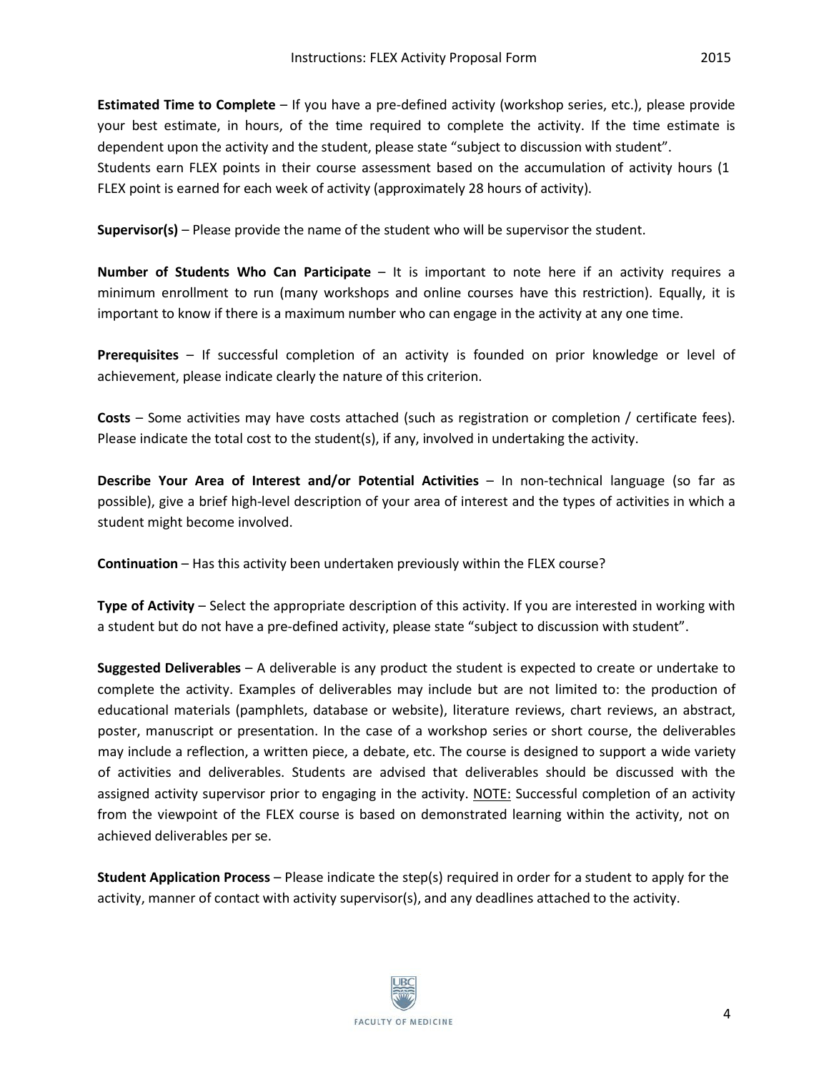**Estimated Time to Complete** – If you have a pre-defined activity (workshop series, etc.), please provide your best estimate, in hours, of the time required to complete the activity. If the time estimate is dependent upon the activity and the student, please state "subject to discussion with student".
Students earn FLEX points in their course assessment based on the accumulation of activity hours (1 FLEX point is earned for each week of activity (approximately 28 hours of activity).

**Supervisor(s)** – Please provide the name of the student who will be supervisor the student.

**Number of Students Who Can Participate** – It is important to note here if an activity requires a minimum enrollment to run (many workshops and online courses have this restriction). Equally, it is important to know if there is a maximum number who can engage in the activity at any one time.

**Prerequisites** – If successful completion of an activity is founded on prior knowledge or level of achievement, please indicate clearly the nature of this criterion.

**Costs** – Some activities may have costs attached (such as registration or completion / certificate fees). Please indicate the total cost to the student(s), if any, involved in undertaking the activity.

**Describe Your Area of Interest and/or Potential Activities** – In non-technical language (so far as possible), give a brief high-level description of your area of interest and the types of activities in which a student might become involved.

**Continuation** – Has this activity been undertaken previously within the FLEX course?

**Type of Activity** – Select the appropriate description of this activity. If you are interested in working with a student but do not have a pre-defined activity, please state "subject to discussion with student".

**Suggested Deliverables** – A deliverable is any product the student is expected to create or undertake to complete the activity. Examples of deliverables may include but are not limited to: the production of educational materials (pamphlets, database or website), literature reviews, chart reviews, an abstract, poster, manuscript or presentation. In the case of a workshop series or short course, the deliverables may include a reflection, a written piece, a debate, etc. The course is designed to support a wide variety of activities and deliverables. Students are advised that deliverables should be discussed with the assigned activity supervisor prior to engaging in the activity. <u>NOTE:</u> Successful completion of an activity from the viewpoint of the FLEX course is based on demonstrated learning within the activity, not on achieved deliverables per se.

**Student Application Process** – Please indicate the step(s) required in order for a student to apply for the activity, manner of contact with activity supervisor(s), and any deadlines attached to the activity.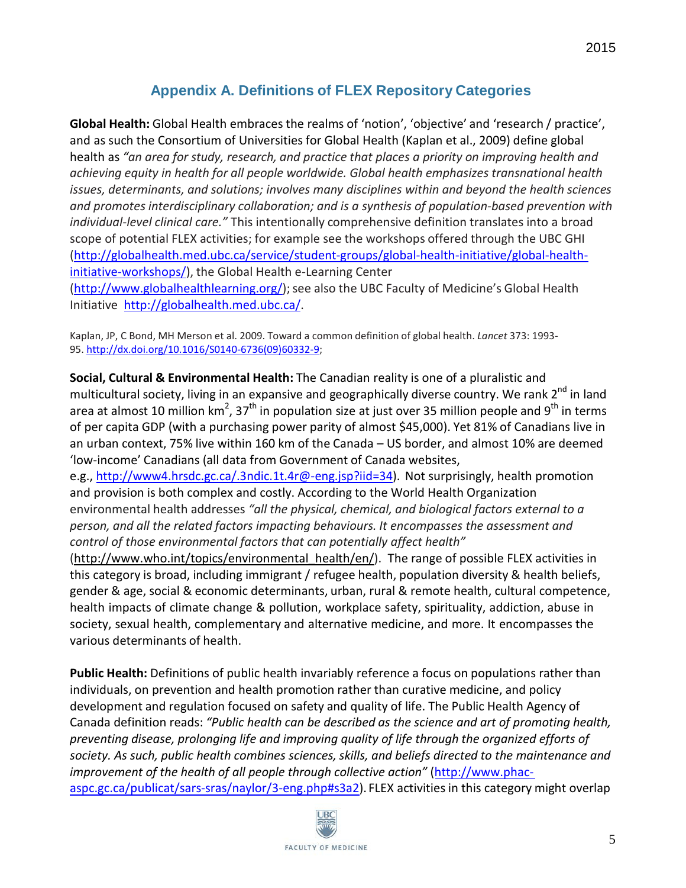## Appendix A. Definitions of FLEX Repository Categories

**Global Health:** Global Health embraces the realms of 'notion', 'objective' and 'research / practice', and as such the Consortium of Universities for Global Health (Kaplan et al., 2009) define global health as *"an area for study, research, and practice that places a priority on improving health and achieving equity in health for all people worldwide. Global health emphasizes transnational health issues, determinants, and solutions; involves many disciplines within and beyond the health sciences and promotes interdisciplinary collaboration; and is a synthesis of population-based prevention with individual-level clinical care."* This intentionally comprehensive definition translates into a broad scope of potential FLEX activities; for example see the workshops offered through the UBC GHI (http://globalhealth.med.ubc.ca/service/student-groups/global-health-initiative/global-health-initiative-workshops/), the Global Health e-Learning Center (http://www.globalhealthlearning.org/); see also the UBC Faculty of Medicine's Global Health Initiative http://globalhealth.med.ubc.ca/.

Kaplan, JP, C Bond, MH Merson et al. 2009. Toward a common definition of global health. *Lancet* 373: 1993-95. http://dx.doi.org/10.1016/S0140-6736(09)60332-9;

**Social, Cultural & Environmental Health:** The Canadian reality is one of a pluralistic and multicultural society, living in an expansive and geographically diverse country. We rank 2nd in land area at almost 10 million km$^2$, 37th in population size at just over 35 million people and 9th in terms of per capita GDP (with a purchasing power parity of almost $45,000). Yet 81% of Canadians live in an urban context, 75% live within 160 km of the Canada – US border, and almost 10% are deemed 'low-income' Canadians (all data from Government of Canada websites, e.g., http://www4.hrsdc.gc.ca/.3ndic.1t.4r@-eng.jsp?iid=34). Not surprisingly, health promotion and provision is both complex and costly. According to the World Health Organization environmental health addresses *"all the physical, chemical, and biological factors external to a person, and all the related factors impacting behaviours. It encompasses the assessment and control of those environmental factors that can potentially affect health"* (http://www.who.int/topics/environmental_health/en/). The range of possible FLEX activities in this category is broad, including immigrant / refugee health, population diversity & health beliefs, gender & age, social & economic determinants, urban, rural & remote health, cultural competence, health impacts of climate change & pollution, workplace safety, spirituality, addiction, abuse in society, sexual health, complementary and alternative medicine, and more. It encompasses the various determinants of health.

**Public Health:** Definitions of public health invariably reference a focus on populations rather than individuals, on prevention and health promotion rather than curative medicine, and policy development and regulation focused on safety and quality of life. The Public Health Agency of Canada definition reads: *"Public health can be described as the science and art of promoting health, preventing disease, prolonging life and improving quality of life through the organized efforts of society. As such, public health combines sciences, skills, and beliefs directed to the maintenance and improvement of the health of all people through collective action"* (http://www.phac-aspc.gc.ca/publicat/sars-sras/naylor/3-eng.php#s3a2). FLEX activities in this category might overlap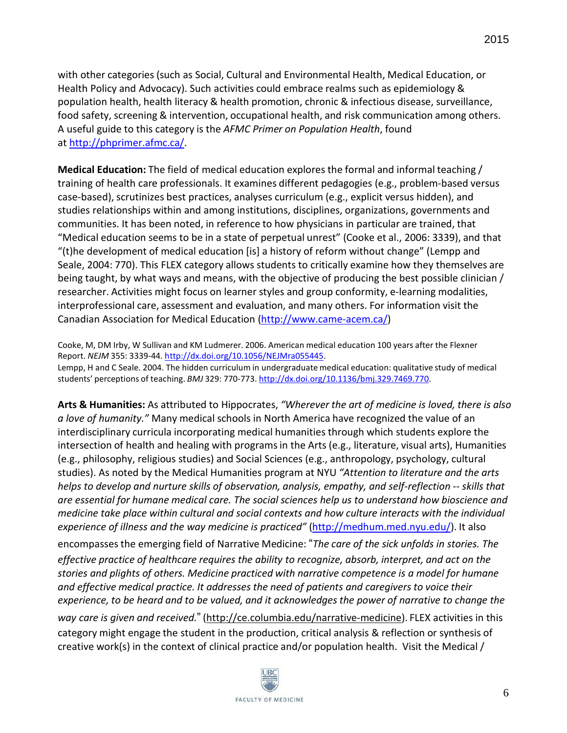with other categories (such as Social, Cultural and Environmental Health, Medical Education, or Health Policy and Advocacy). Such activities could embrace realms such as epidemiology & population health, health literacy & health promotion, chronic & infectious disease, surveillance, food safety, screening & intervention, occupational health, and risk communication among others. A useful guide to this category is the *AFMC Primer on Population Health*, found at http://phprimer.afmc.ca/.

**Medical Education:** The field of medical education explores the formal and informal teaching / training of health care professionals. It examines different pedagogies (e.g., problem-based versus case-based), scrutinizes best practices, analyses curriculum (e.g., explicit versus hidden), and studies relationships within and among institutions, disciplines, organizations, governments and communities. It has been noted, in reference to how physicians in particular are trained, that "Medical education seems to be in a state of perpetual unrest" (Cooke et al., 2006: 3339), and that "(t)he development of medical education [is] a history of reform without change" (Lempp and Seale, 2004: 770). This FLEX category allows students to critically examine how they themselves are being taught, by what ways and means, with the objective of producing the best possible clinician / researcher. Activities might focus on learner styles and group conformity, e-learning modalities, interprofessional care, assessment and evaluation, and many others. For information visit the Canadian Association for Medical Education (http://www.came-acem.ca/)

Cooke, M, DM Irby, W Sullivan and KM Ludmerer. 2006. American medical education 100 years after the Flexner Report. *NEJM* 355: 3339-44. http://dx.doi.org/10.1056/NEJMra055445.
Lempp, H and C Seale. 2004. The hidden curriculum in undergraduate medical education: qualitative study of medical students' perceptions of teaching. *BMJ* 329: 770-773. http://dx.doi.org/10.1136/bmj.329.7469.770.

**Arts & Humanities:** As attributed to Hippocrates, *"Wherever the art of medicine is loved, there is also a love of humanity."* Many medical schools in North America have recognized the value of an interdisciplinary curricula incorporating medical humanities through which students explore the intersection of health and healing with programs in the Arts (e.g., literature, visual arts), Humanities (e.g., philosophy, religious studies) and Social Sciences (e.g., anthropology, psychology, cultural studies). As noted by the Medical Humanities program at NYU *"Attention to literature and the arts helps to develop and nurture skills of observation, analysis, empathy, and self-reflection -- skills that are essential for humane medical care. The social sciences help us to understand how bioscience and medicine take place within cultural and social contexts and how culture interacts with the individual experience of illness and the way medicine is practiced"* (http://medhum.med.nyu.edu/). It also encompasses the emerging field of Narrative Medicine: "*The care of the sick unfolds in stories. The effective practice of healthcare requires the ability to recognize, absorb, interpret, and act on the stories and plights of others. Medicine practiced with narrative competence is a model for humane and effective medical practice. It addresses the need of patients and caregivers to voice their experience, to be heard and to be valued, and it acknowledges the power of narrative to change the way care is given and received.*" (http://ce.columbia.edu/narrative-medicine). FLEX activities in this category might engage the student in the production, critical analysis & reflection or synthesis of creative work(s) in the context of clinical practice and/or population health. Visit the Medical /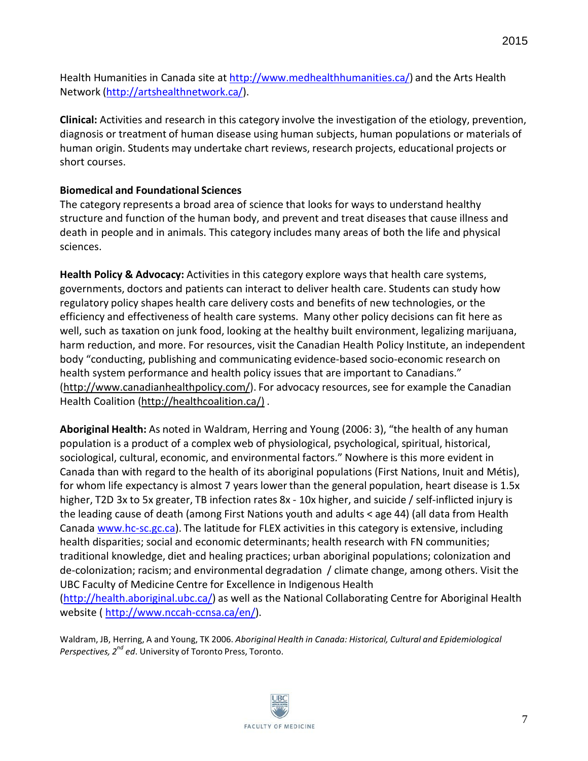Health Humanities in Canada site at http://www.medhealthhumanities.ca/) and the Arts Health Network (http://artshealthnetwork.ca/).

**Clinical:** Activities and research in this category involve the investigation of the etiology, prevention, diagnosis or treatment of human disease using human subjects, human populations or materials of human origin. Students may undertake chart reviews, research projects, educational projects or short courses.

**Biomedical and Foundational Sciences**

The category represents a broad area of science that looks for ways to understand healthy structure and function of the human body, and prevent and treat diseases that cause illness and death in people and in animals. This category includes many areas of both the life and physical sciences.

**Health Policy & Advocacy:** Activities in this category explore ways that health care systems, governments, doctors and patients can interact to deliver health care. Students can study how regulatory policy shapes health care delivery costs and benefits of new technologies, or the efficiency and effectiveness of health care systems. Many other policy decisions can fit here as well, such as taxation on junk food, looking at the healthy built environment, legalizing marijuana, harm reduction, and more. For resources, visit the Canadian Health Policy Institute, an independent body "conducting, publishing and communicating evidence-based socio-economic research on health system performance and health policy issues that are important to Canadians." (http://www.canadianhealthpolicy.com/). For advocacy resources, see for example the Canadian Health Coalition (http://healthcoalition.ca/) .

**Aboriginal Health:** As noted in Waldram, Herring and Young (2006: 3), "the health of any human population is a product of a complex web of physiological, psychological, spiritual, historical, sociological, cultural, economic, and environmental factors." Nowhere is this more evident in Canada than with regard to the health of its aboriginal populations (First Nations, Inuit and Métis), for whom life expectancy is almost 7 years lower than the general population, heart disease is 1.5x higher, T2D 3x to 5x greater, TB infection rates 8x - 10x higher, and suicide / self-inflicted injury is the leading cause of death (among First Nations youth and adults < age 44) (all data from Health Canada www.hc-sc.gc.ca). The latitude for FLEX activities in this category is extensive, including health disparities; social and economic determinants; health research with FN communities; traditional knowledge, diet and healing practices; urban aboriginal populations; colonization and de-colonization; racism; and environmental degradation / climate change, among others. Visit the UBC Faculty of Medicine Centre for Excellence in Indigenous Health (http://health.aboriginal.ubc.ca/) as well as the National Collaborating Centre for Aboriginal Health website ( http://www.nccah-ccnsa.ca/en/).

Waldram, JB, Herring, A and Young, TK 2006. *Aboriginal Health in Canada: Historical, Cultural and Epidemiological Perspectives, 2nd ed*. University of Toronto Press, Toronto.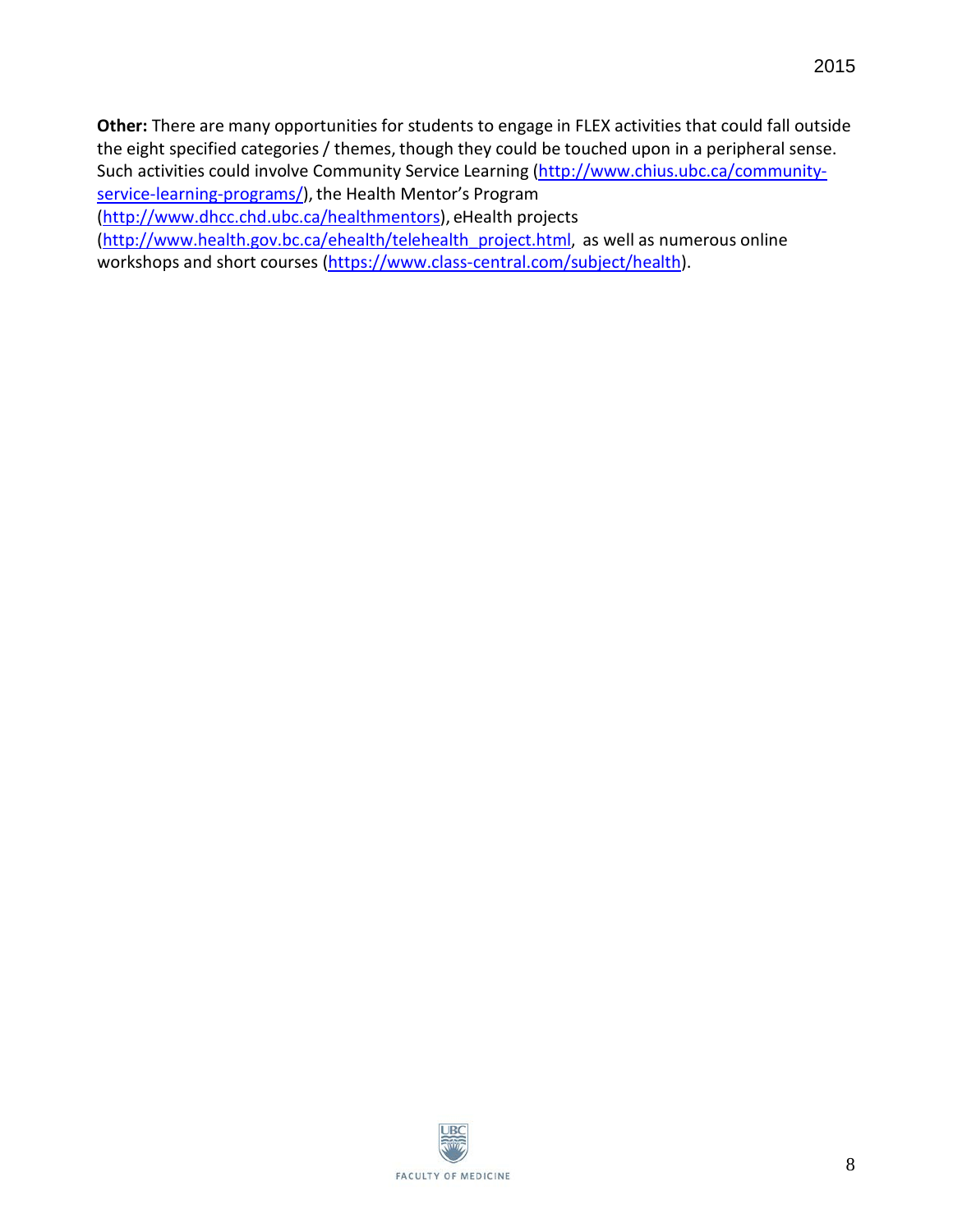**Other:** There are many opportunities for students to engage in FLEX activities that could fall outside the eight specified categories / themes, though they could be touched upon in a peripheral sense. Such activities could involve Community Service Learning (http://www.chius.ubc.ca/community-service-learning-programs/), the Health Mentor's Program (http://www.dhcc.chd.ubc.ca/healthmentors), eHealth projects (http://www.health.gov.bc.ca/ehealth/telehealth_project.html, as well as numerous online workshops and short courses (https://www.class-central.com/subject/health).